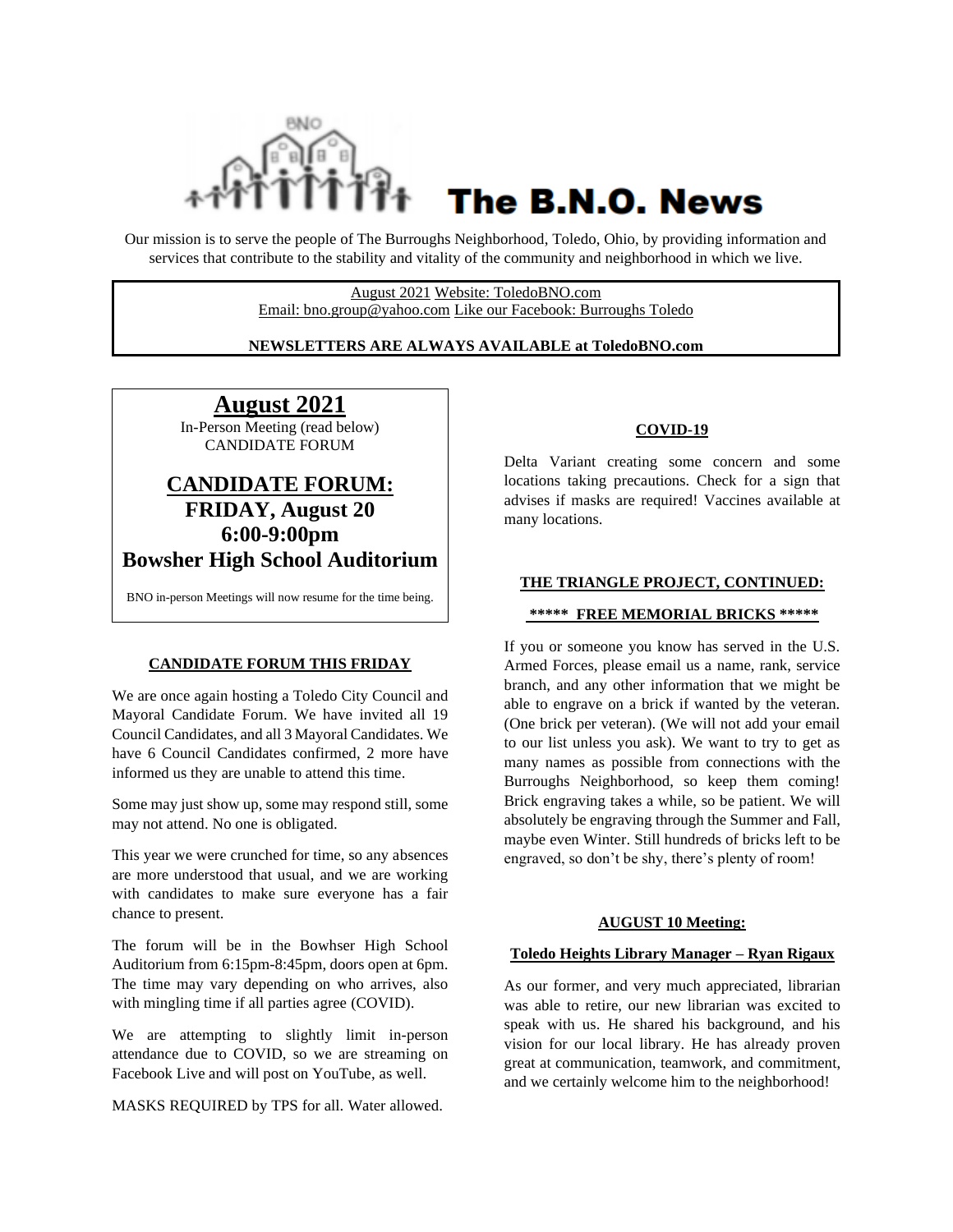# The B.N.O. News

Our mission is to serve the people of The Burroughs Neighborhood, Toledo, Ohio, by providing information and services that contribute to the stability and vitality of the community and neighborhood in which we live.

August 2021 Website: ToledoBNO.com
Email: bno.group@yahoo.com Like our Facebook: Burroughs Toledo

**NEWSLETTERS ARE ALWAYS AVAILABLE at ToledoBNO.com**

## August 2021

In-Person Meeting (read below)
CANDIDATE FORUM

## CANDIDATE FORUM:

**FRIDAY, August 20**
**6:00-9:00pm**
**Bowsher High School Auditorium**

BNO in-person Meetings will now resume for the time being.

### CANDIDATE FORUM THIS FRIDAY

We are once again hosting a Toledo City Council and Mayoral Candidate Forum. We have invited all 19 Council Candidates, and all 3 Mayoral Candidates. We have 6 Council Candidates confirmed, 2 more have informed us they are unable to attend this time.

Some may just show up, some may respond still, some may not attend. No one is obligated.

This year we were crunched for time, so any absences are more understood that usual, and we are working with candidates to make sure everyone has a fair chance to present.

The forum will be in the Bowhser High School Auditorium from 6:15pm-8:45pm, doors open at 6pm. The time may vary depending on who arrives, also with mingling time if all parties agree (COVID).

We are attempting to slightly limit in-person attendance due to COVID, so we are streaming on Facebook Live and will post on YouTube, as well.

MASKS REQUIRED by TPS for all. Water allowed.

### COVID-19

Delta Variant creating some concern and some locations taking precautions. Check for a sign that advises if masks are required! Vaccines available at many locations.

### THE TRIANGLE PROJECT, CONTINUED:

**\*\*\*\*\* FREE MEMORIAL BRICKS \*\*\*\*\***

If you or someone you know has served in the U.S. Armed Forces, please email us a name, rank, service branch, and any other information that we might be able to engrave on a brick if wanted by the veteran. (One brick per veteran). (We will not add your email to our list unless you ask). We want to try to get as many names as possible from connections with the Burroughs Neighborhood, so keep them coming! Brick engraving takes a while, so be patient. We will absolutely be engraving through the Summer and Fall, maybe even Winter. Still hundreds of bricks left to be engraved, so don't be shy, there's plenty of room!

### AUGUST 10 Meeting:

**Toledo Heights Library Manager – Ryan Rigaux**

As our former, and very much appreciated, librarian was able to retire, our new librarian was excited to speak with us. He shared his background, and his vision for our local library. He has already proven great at communication, teamwork, and commitment, and we certainly welcome him to the neighborhood!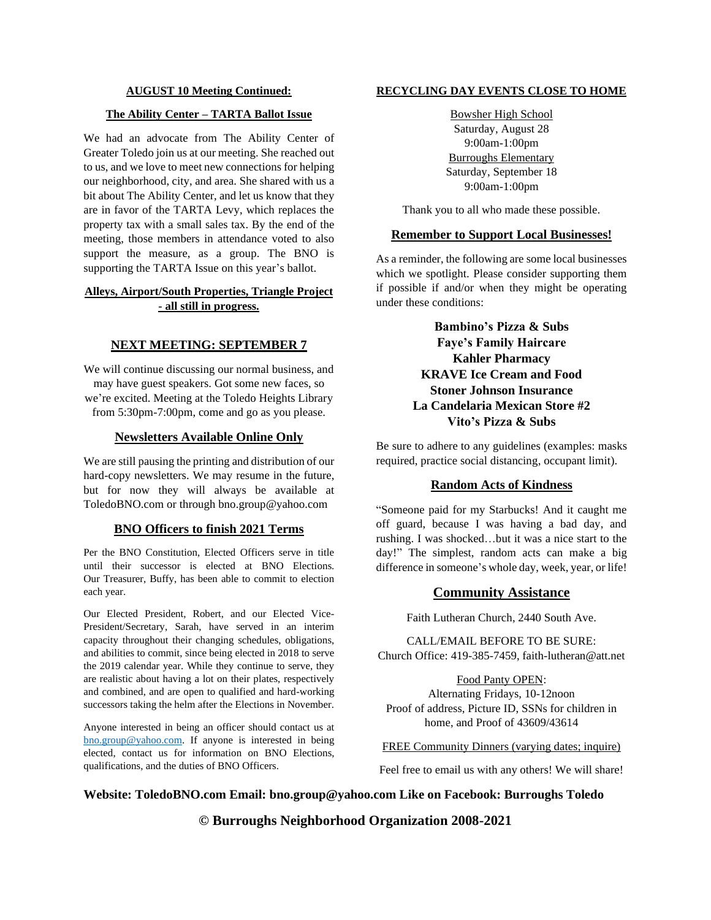## AUGUST 10 Meeting Continued:

### The Ability Center – TARTA Ballot Issue

We had an advocate from The Ability Center of Greater Toledo join us at our meeting. She reached out to us, and we love to meet new connections for helping our neighborhood, city, and area. She shared with us a bit about The Ability Center, and let us know that they are in favor of the TARTA Levy, which replaces the property tax with a small sales tax. By the end of the meeting, those members in attendance voted to also support the measure, as a group. The BNO is supporting the TARTA Issue on this year's ballot.

### Alleys, Airport/South Properties, Triangle Project - all still in progress.

## NEXT MEETING: SEPTEMBER 7

We will continue discussing our normal business, and may have guest speakers. Got some new faces, so we're excited. Meeting at the Toledo Heights Library from 5:30pm-7:00pm, come and go as you please.

## Newsletters Available Online Only

We are still pausing the printing and distribution of our hard-copy newsletters. We may resume in the future, but for now they will always be available at ToledoBNO.com or through bno.group@yahoo.com

## BNO Officers to finish 2021 Terms

Per the BNO Constitution, Elected Officers serve in title until their successor is elected at BNO Elections. Our Treasurer, Buffy, has been able to commit to election each year.

Our Elected President, Robert, and our Elected Vice-President/Secretary, Sarah, have served in an interim capacity throughout their changing schedules, obligations, and abilities to commit, since being elected in 2018 to serve the 2019 calendar year. While they continue to serve, they are realistic about having a lot on their plates, respectively and combined, and are open to qualified and hard-working successors taking the helm after the Elections in November.

Anyone interested in being an officer should contact us at bno.group@yahoo.com. If anyone is interested in being elected, contact us for information on BNO Elections, qualifications, and the duties of BNO Officers.

## RECYCLING DAY EVENTS CLOSE TO HOME

Bowsher High School
Saturday, August 28
9:00am-1:00pm

Burroughs Elementary
Saturday, September 18
9:00am-1:00pm

Thank you to all who made these possible.

## Remember to Support Local Businesses!

As a reminder, the following are some local businesses which we spotlight. Please consider supporting them if possible if and/or when they might be operating under these conditions:

**Bambino's Pizza & Subs**
**Faye's Family Haircare**
**Kahler Pharmacy**
**KRAVE Ice Cream and Food**
**Stoner Johnson Insurance**
**La Candelaria Mexican Store #2**
**Vito's Pizza & Subs**

Be sure to adhere to any guidelines (examples: masks required, practice social distancing, occupant limit).

## Random Acts of Kindness

"Someone paid for my Starbucks! And it caught me off guard, because I was having a bad day, and rushing. I was shocked…but it was a nice start to the day!" The simplest, random acts can make a big difference in someone's whole day, week, year, or life!

## Community Assistance

Faith Lutheran Church, 2440 South Ave.

CALL/EMAIL BEFORE TO BE SURE:
Church Office: 419-385-7459, faith-lutheran@att.net

Food Panty OPEN:
Alternating Fridays, 10-12noon
Proof of address, Picture ID, SSNs for children in home, and Proof of 43609/43614

FREE Community Dinners (varying dates; inquire)

Feel free to email us with any others! We will share!

**Website: ToledoBNO.com Email: bno.group@yahoo.com Like on Facebook: Burroughs Toledo**

**© Burroughs Neighborhood Organization 2008-2021**